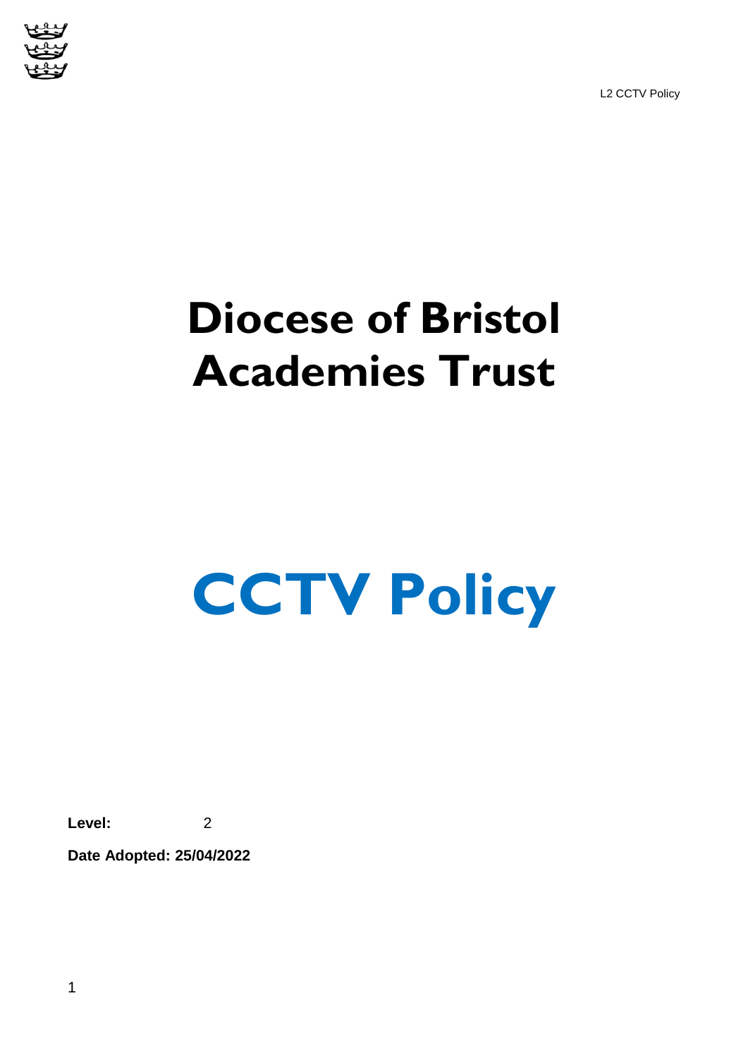# Diocese of Bristol Academies Trust

# CCTV Policy

**Level:** 2

**Date Adopted: 25/04/2022**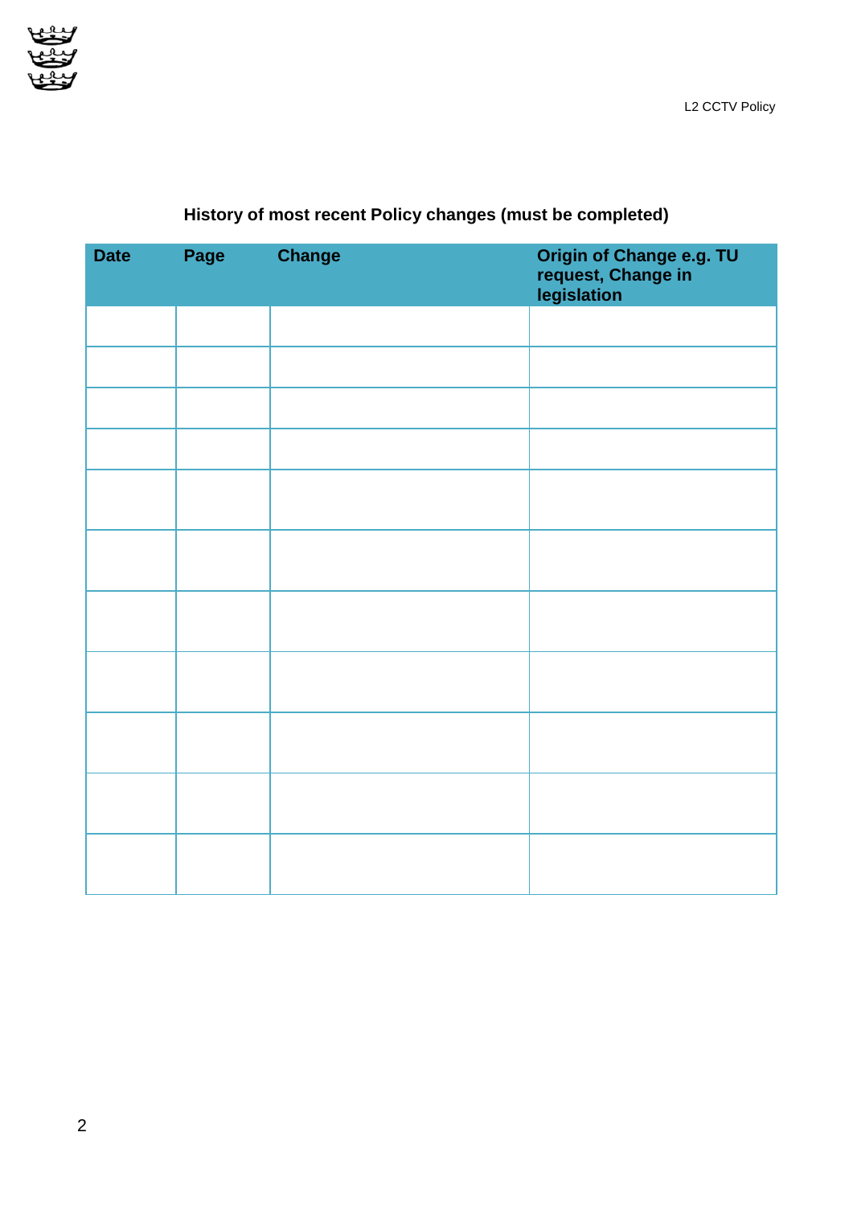**History of most recent Policy changes (must be completed)**

| Date | Page | Change | Origin of Change e.g. TU request, Change in legislation |
| --- | --- | --- | --- |
| | | | |
| | | | |
| | | | |
| | | | |
| | | | |
| | | | |
| | | | |
| | | | |
| | | | |
| | | | |
| | | | |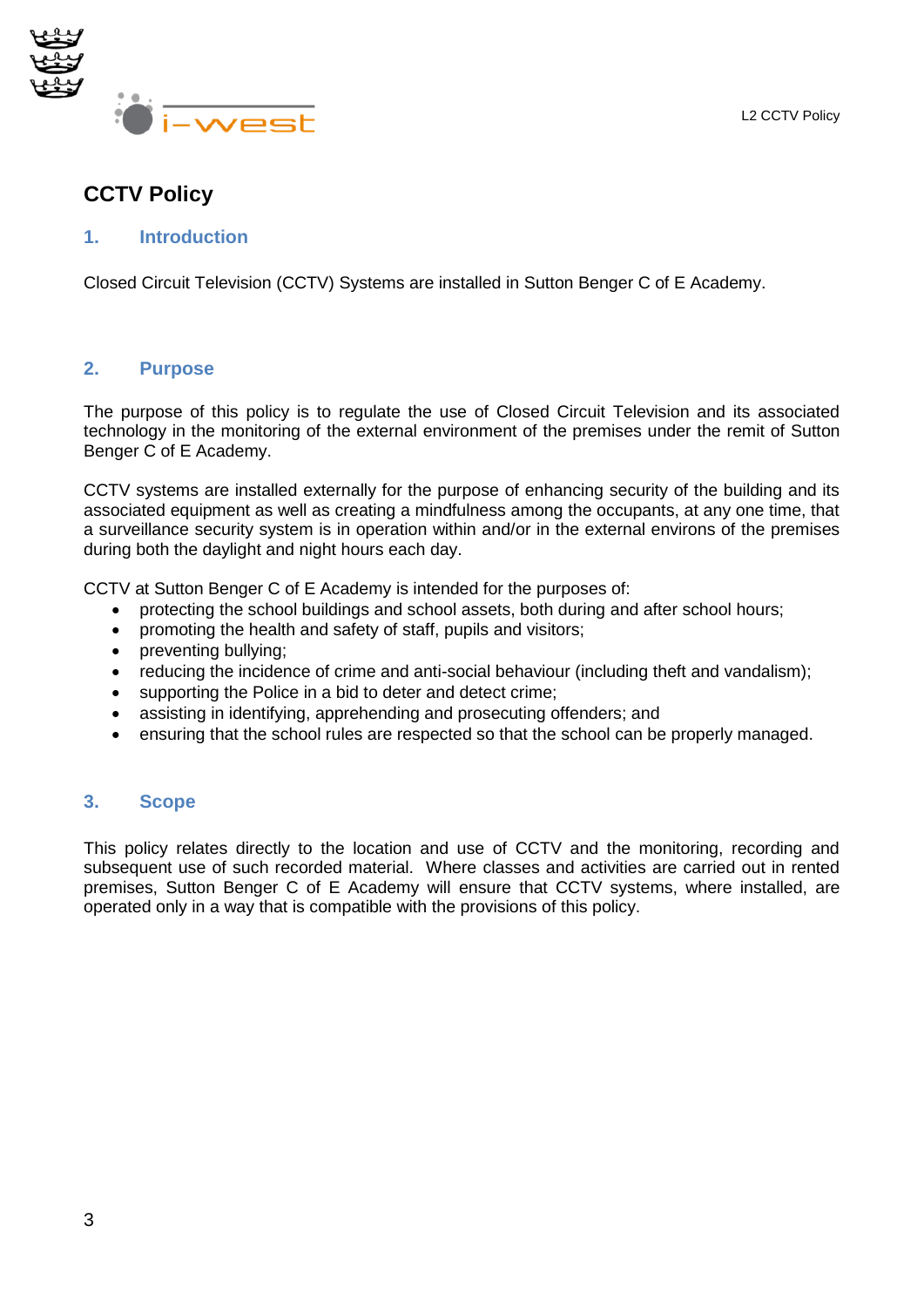# CCTV Policy

## 1. Introduction

Closed Circuit Television (CCTV) Systems are installed in Sutton Benger C of E Academy.

## 2. Purpose

The purpose of this policy is to regulate the use of Closed Circuit Television and its associated technology in the monitoring of the external environment of the premises under the remit of Sutton Benger C of E Academy.

CCTV systems are installed externally for the purpose of enhancing security of the building and its associated equipment as well as creating a mindfulness among the occupants, at any one time, that a surveillance security system is in operation within and/or in the external environs of the premises during both the daylight and night hours each day.

CCTV at Sutton Benger C of E Academy is intended for the purposes of:

- protecting the school buildings and school assets, both during and after school hours;
- promoting the health and safety of staff, pupils and visitors;
- preventing bullying;
- reducing the incidence of crime and anti-social behaviour (including theft and vandalism);
- supporting the Police in a bid to deter and detect crime;
- assisting in identifying, apprehending and prosecuting offenders; and
- ensuring that the school rules are respected so that the school can be properly managed.

## 3. Scope

This policy relates directly to the location and use of CCTV and the monitoring, recording and subsequent use of such recorded material. Where classes and activities are carried out in rented premises, Sutton Benger C of E Academy will ensure that CCTV systems, where installed, are operated only in a way that is compatible with the provisions of this policy.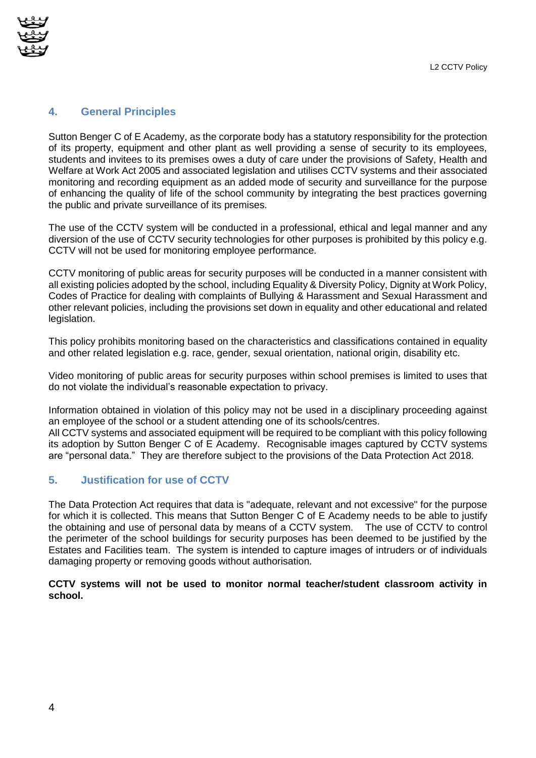## 4. General Principles

Sutton Benger C of E Academy, as the corporate body has a statutory responsibility for the protection of its property, equipment and other plant as well providing a sense of security to its employees, students and invitees to its premises owes a duty of care under the provisions of Safety, Health and Welfare at Work Act 2005 and associated legislation and utilises CCTV systems and their associated monitoring and recording equipment as an added mode of security and surveillance for the purpose of enhancing the quality of life of the school community by integrating the best practices governing the public and private surveillance of its premises.

The use of the CCTV system will be conducted in a professional, ethical and legal manner and any diversion of the use of CCTV security technologies for other purposes is prohibited by this policy e.g. CCTV will not be used for monitoring employee performance.

CCTV monitoring of public areas for security purposes will be conducted in a manner consistent with all existing policies adopted by the school, including Equality & Diversity Policy, Dignity at Work Policy, Codes of Practice for dealing with complaints of Bullying & Harassment and Sexual Harassment and other relevant policies, including the provisions set down in equality and other educational and related legislation.

This policy prohibits monitoring based on the characteristics and classifications contained in equality and other related legislation e.g. race, gender, sexual orientation, national origin, disability etc.

Video monitoring of public areas for security purposes within school premises is limited to uses that do not violate the individual's reasonable expectation to privacy.

Information obtained in violation of this policy may not be used in a disciplinary proceeding against an employee of the school or a student attending one of its schools/centres.
All CCTV systems and associated equipment will be required to be compliant with this policy following its adoption by Sutton Benger C of E Academy. Recognisable images captured by CCTV systems are "personal data." They are therefore subject to the provisions of the Data Protection Act 2018.

## 5. Justification for use of CCTV

The Data Protection Act requires that data is "adequate, relevant and not excessive" for the purpose for which it is collected. This means that Sutton Benger C of E Academy needs to be able to justify the obtaining and use of personal data by means of a CCTV system. The use of CCTV to control the perimeter of the school buildings for security purposes has been deemed to be justified by the Estates and Facilities team. The system is intended to capture images of intruders or of individuals damaging property or removing goods without authorisation.

**CCTV systems will not be used to monitor normal teacher/student classroom activity in school.**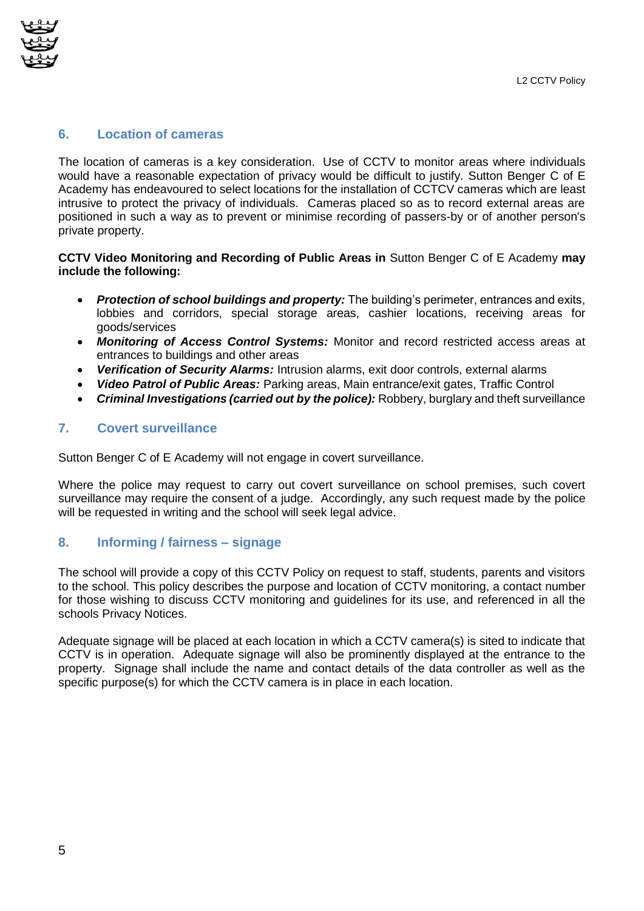## 6. Location of cameras

The location of cameras is a key consideration. Use of CCTV to monitor areas where individuals would have a reasonable expectation of privacy would be difficult to justify. Sutton Benger C of E Academy has endeavoured to select locations for the installation of CCTCV cameras which are least intrusive to protect the privacy of individuals. Cameras placed so as to record external areas are positioned in such a way as to prevent or minimise recording of passers-by or of another person's private property.

**CCTV Video Monitoring and Recording of Public Areas in** Sutton Benger C of E Academy **may include the following:**

- ***Protection of school buildings and property:*** The building's perimeter, entrances and exits, lobbies and corridors, special storage areas, cashier locations, receiving areas for goods/services
- ***Monitoring of Access Control Systems:*** Monitor and record restricted access areas at entrances to buildings and other areas
- ***Verification of Security Alarms:*** Intrusion alarms, exit door controls, external alarms
- ***Video Patrol of Public Areas:*** Parking areas, Main entrance/exit gates, Traffic Control
- ***Criminal Investigations (carried out by the police):*** Robbery, burglary and theft surveillance

## 7. Covert surveillance

Sutton Benger C of E Academy will not engage in covert surveillance.

Where the police may request to carry out covert surveillance on school premises, such covert surveillance may require the consent of a judge. Accordingly, any such request made by the police will be requested in writing and the school will seek legal advice.

## 8. Informing / fairness – signage

The school will provide a copy of this CCTV Policy on request to staff, students, parents and visitors to the school. This policy describes the purpose and location of CCTV monitoring, a contact number for those wishing to discuss CCTV monitoring and guidelines for its use, and referenced in all the schools Privacy Notices.

Adequate signage will be placed at each location in which a CCTV camera(s) is sited to indicate that CCTV is in operation. Adequate signage will also be prominently displayed at the entrance to the property. Signage shall include the name and contact details of the data controller as well as the specific purpose(s) for which the CCTV camera is in place in each location.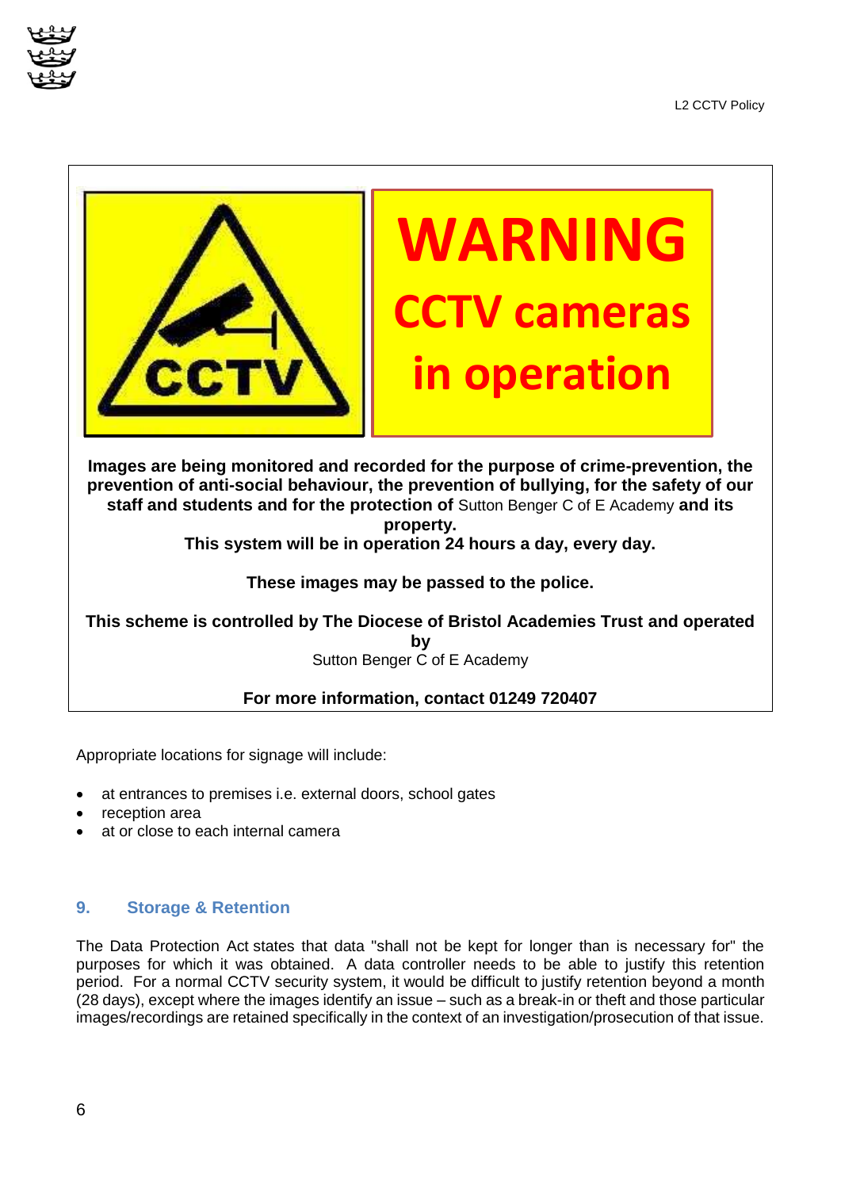**WARNING**

**CCTV cameras in operation**

**Images are being monitored and recorded for the purpose of crime-prevention, the prevention of anti-social behaviour, the prevention of bullying, for the safety of our staff and students and for the protection of** Sutton Benger C of E Academy **and its property.**

**This system will be in operation 24 hours a day, every day.**

**These images may be passed to the police.**

**This scheme is controlled by The Diocese of Bristol Academies Trust and operated by**
Sutton Benger C of E Academy

**For more information, contact 01249 720407**

Appropriate locations for signage will include:

- at entrances to premises i.e. external doors, school gates
- reception area
- at or close to each internal camera

## 9. Storage & Retention

The Data Protection Act states that data "shall not be kept for longer than is necessary for" the purposes for which it was obtained. A data controller needs to be able to justify this retention period. For a normal CCTV security system, it would be difficult to justify retention beyond a month (28 days), except where the images identify an issue – such as a break-in or theft and those particular images/recordings are retained specifically in the context of an investigation/prosecution of that issue.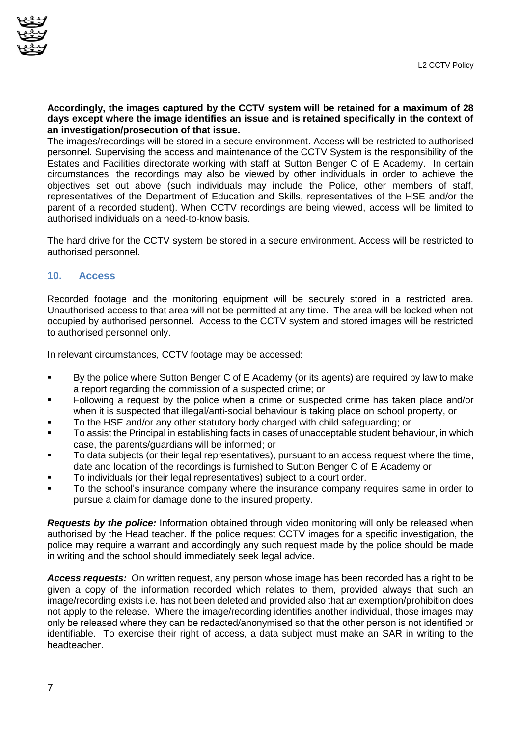**Accordingly, the images captured by the CCTV system will be retained for a maximum of 28 days except where the image identifies an issue and is retained specifically in the context of an investigation/prosecution of that issue.**

The images/recordings will be stored in a secure environment. Access will be restricted to authorised personnel. Supervising the access and maintenance of the CCTV System is the responsibility of the Estates and Facilities directorate working with staff at Sutton Benger C of E Academy. In certain circumstances, the recordings may also be viewed by other individuals in order to achieve the objectives set out above (such individuals may include the Police, other members of staff, representatives of the Department of Education and Skills, representatives of the HSE and/or the parent of a recorded student). When CCTV recordings are being viewed, access will be limited to authorised individuals on a need-to-know basis.

The hard drive for the CCTV system be stored in a secure environment. Access will be restricted to authorised personnel.

## 10. Access

Recorded footage and the monitoring equipment will be securely stored in a restricted area. Unauthorised access to that area will not be permitted at any time. The area will be locked when not occupied by authorised personnel. Access to the CCTV system and stored images will be restricted to authorised personnel only.

In relevant circumstances, CCTV footage may be accessed:

- By the police where Sutton Benger C of E Academy (or its agents) are required by law to make a report regarding the commission of a suspected crime; or
- Following a request by the police when a crime or suspected crime has taken place and/or when it is suspected that illegal/anti-social behaviour is taking place on school property, or
- To the HSE and/or any other statutory body charged with child safeguarding; or
- To assist the Principal in establishing facts in cases of unacceptable student behaviour, in which case, the parents/guardians will be informed; or
- To data subjects (or their legal representatives), pursuant to an access request where the time, date and location of the recordings is furnished to Sutton Benger C of E Academy or
- To individuals (or their legal representatives) subject to a court order.
- To the school's insurance company where the insurance company requires same in order to pursue a claim for damage done to the insured property.

***Requests by the police:*** Information obtained through video monitoring will only be released when authorised by the Head teacher. If the police request CCTV images for a specific investigation, the police may require a warrant and accordingly any such request made by the police should be made in writing and the school should immediately seek legal advice.

***Access requests:*** On written request, any person whose image has been recorded has a right to be given a copy of the information recorded which relates to them, provided always that such an image/recording exists i.e. has not been deleted and provided also that an exemption/prohibition does not apply to the release. Where the image/recording identifies another individual, those images may only be released where they can be redacted/anonymised so that the other person is not identified or identifiable. To exercise their right of access, a data subject must make an SAR in writing to the headteacher.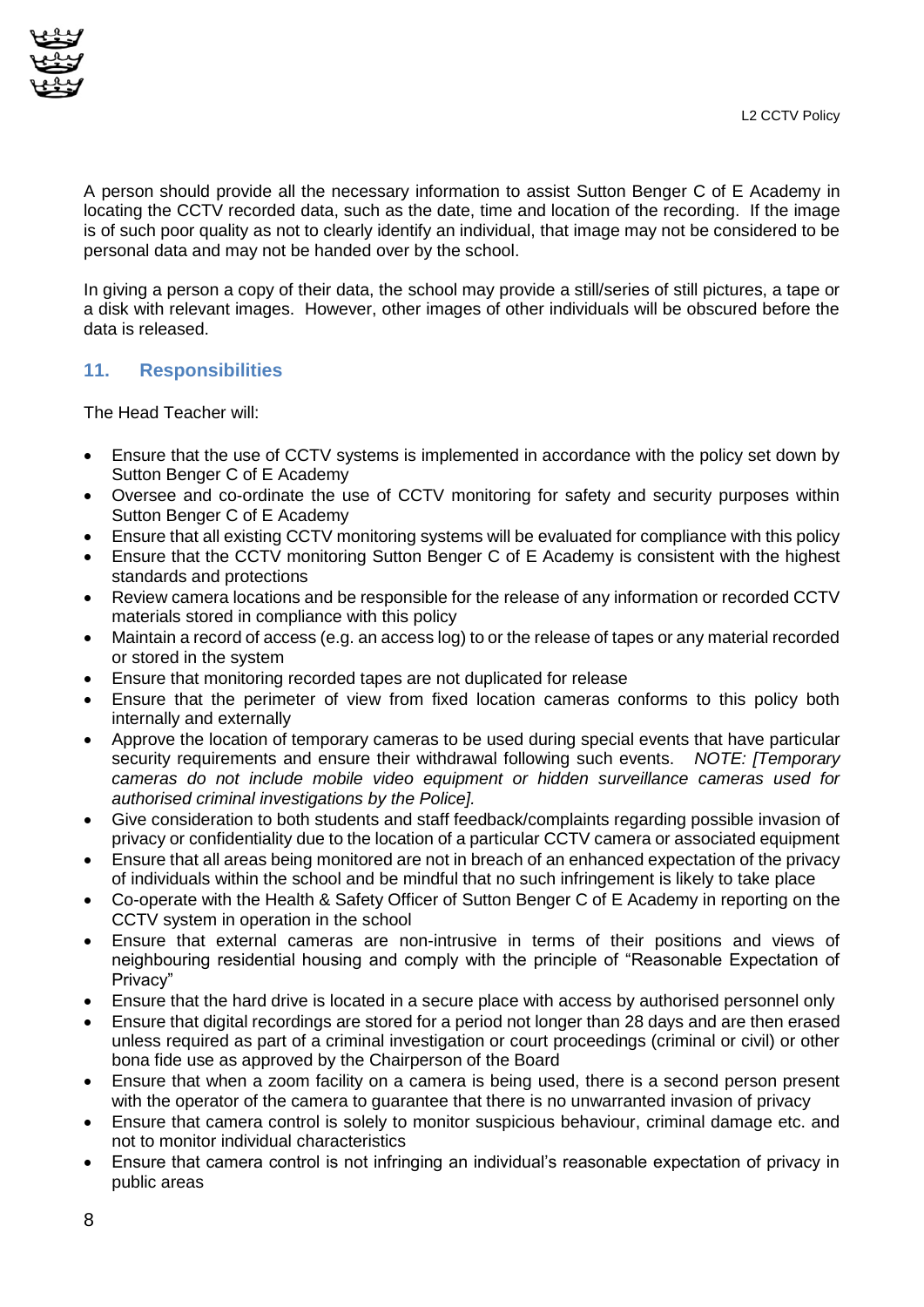A person should provide all the necessary information to assist Sutton Benger C of E Academy in locating the CCTV recorded data, such as the date, time and location of the recording. If the image is of such poor quality as not to clearly identify an individual, that image may not be considered to be personal data and may not be handed over by the school.

In giving a person a copy of their data, the school may provide a still/series of still pictures, a tape or a disk with relevant images. However, other images of other individuals will be obscured before the data is released.

## 11. Responsibilities

The Head Teacher will:

- Ensure that the use of CCTV systems is implemented in accordance with the policy set down by Sutton Benger C of E Academy
- Oversee and co-ordinate the use of CCTV monitoring for safety and security purposes within Sutton Benger C of E Academy
- Ensure that all existing CCTV monitoring systems will be evaluated for compliance with this policy
- Ensure that the CCTV monitoring Sutton Benger C of E Academy is consistent with the highest standards and protections
- Review camera locations and be responsible for the release of any information or recorded CCTV materials stored in compliance with this policy
- Maintain a record of access (e.g. an access log) to or the release of tapes or any material recorded or stored in the system
- Ensure that monitoring recorded tapes are not duplicated for release
- Ensure that the perimeter of view from fixed location cameras conforms to this policy both internally and externally
- Approve the location of temporary cameras to be used during special events that have particular security requirements and ensure their withdrawal following such events. *NOTE: [Temporary cameras do not include mobile video equipment or hidden surveillance cameras used for authorised criminal investigations by the Police].*
- Give consideration to both students and staff feedback/complaints regarding possible invasion of privacy or confidentiality due to the location of a particular CCTV camera or associated equipment
- Ensure that all areas being monitored are not in breach of an enhanced expectation of the privacy of individuals within the school and be mindful that no such infringement is likely to take place
- Co-operate with the Health & Safety Officer of Sutton Benger C of E Academy in reporting on the CCTV system in operation in the school
- Ensure that external cameras are non-intrusive in terms of their positions and views of neighbouring residential housing and comply with the principle of "Reasonable Expectation of Privacy"
- Ensure that the hard drive is located in a secure place with access by authorised personnel only
- Ensure that digital recordings are stored for a period not longer than 28 days and are then erased unless required as part of a criminal investigation or court proceedings (criminal or civil) or other bona fide use as approved by the Chairperson of the Board
- Ensure that when a zoom facility on a camera is being used, there is a second person present with the operator of the camera to guarantee that there is no unwarranted invasion of privacy
- Ensure that camera control is solely to monitor suspicious behaviour, criminal damage etc. and not to monitor individual characteristics
- Ensure that camera control is not infringing an individual's reasonable expectation of privacy in public areas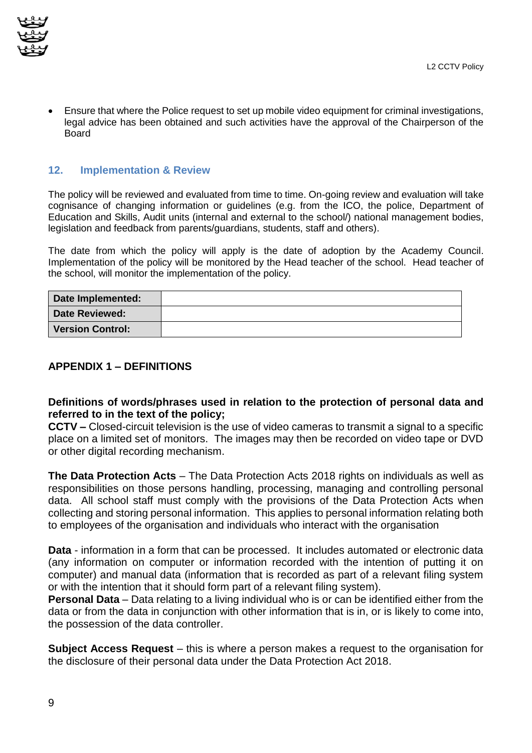- Ensure that where the Police request to set up mobile video equipment for criminal investigations, legal advice has been obtained and such activities have the approval of the Chairperson of the Board

## 12. Implementation & Review

The policy will be reviewed and evaluated from time to time. On-going review and evaluation will take cognisance of changing information or guidelines (e.g. from the ICO, the police, Department of Education and Skills, Audit units (internal and external to the school/) national management bodies, legislation and feedback from parents/guardians, students, staff and others).

The date from which the policy will apply is the date of adoption by the Academy Council. Implementation of the policy will be monitored by the Head teacher of the school. Head teacher of the school, will monitor the implementation of the policy.

| | |
|---|---|
| **Date Implemented:** | |
| **Date Reviewed:** | |
| **Version Control:** | |

## APPENDIX 1 – DEFINITIONS

**Definitions of words/phrases used in relation to the protection of personal data and referred to in the text of the policy;**

**CCTV –** Closed-circuit television is the use of video cameras to transmit a signal to a specific place on a limited set of monitors. The images may then be recorded on video tape or DVD or other digital recording mechanism.

**The Data Protection Acts** – The Data Protection Acts 2018 rights on individuals as well as responsibilities on those persons handling, processing, managing and controlling personal data. All school staff must comply with the provisions of the Data Protection Acts when collecting and storing personal information. This applies to personal information relating both to employees of the organisation and individuals who interact with the organisation

**Data** - information in a form that can be processed. It includes automated or electronic data (any information on computer or information recorded with the intention of putting it on computer) and manual data (information that is recorded as part of a relevant filing system or with the intention that it should form part of a relevant filing system).

**Personal Data** – Data relating to a living individual who is or can be identified either from the data or from the data in conjunction with other information that is in, or is likely to come into, the possession of the data controller.

**Subject Access Request** – this is where a person makes a request to the organisation for the disclosure of their personal data under the Data Protection Act 2018.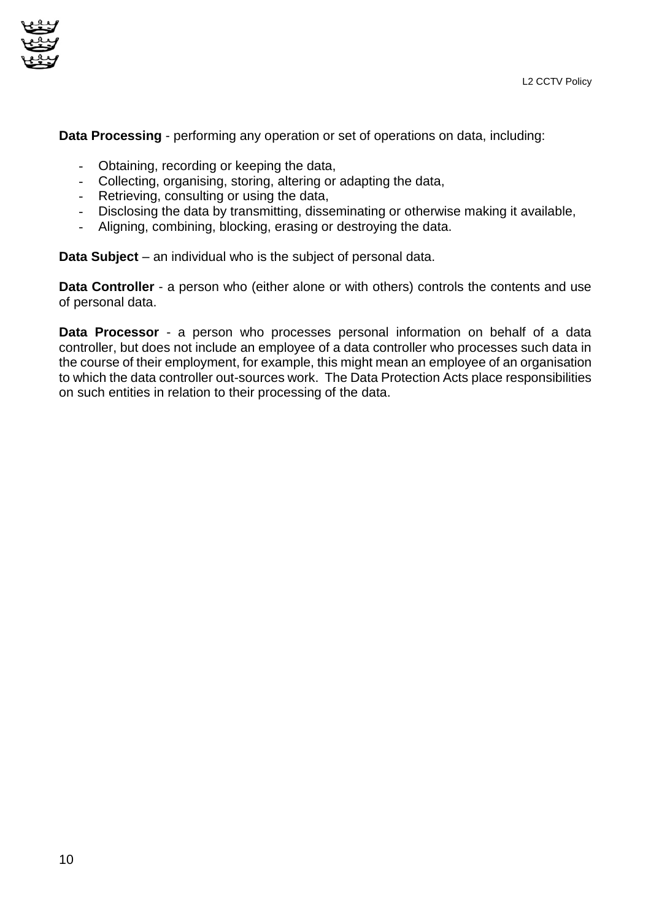**Data Processing** - performing any operation or set of operations on data, including:

- Obtaining, recording or keeping the data,
- Collecting, organising, storing, altering or adapting the data,
- Retrieving, consulting or using the data,
- Disclosing the data by transmitting, disseminating or otherwise making it available,
- Aligning, combining, blocking, erasing or destroying the data.

**Data Subject** – an individual who is the subject of personal data.

**Data Controller** - a person who (either alone or with others) controls the contents and use of personal data.

**Data Processor** - a person who processes personal information on behalf of a data controller, but does not include an employee of a data controller who processes such data in the course of their employment, for example, this might mean an employee of an organisation to which the data controller out-sources work. The Data Protection Acts place responsibilities on such entities in relation to their processing of the data.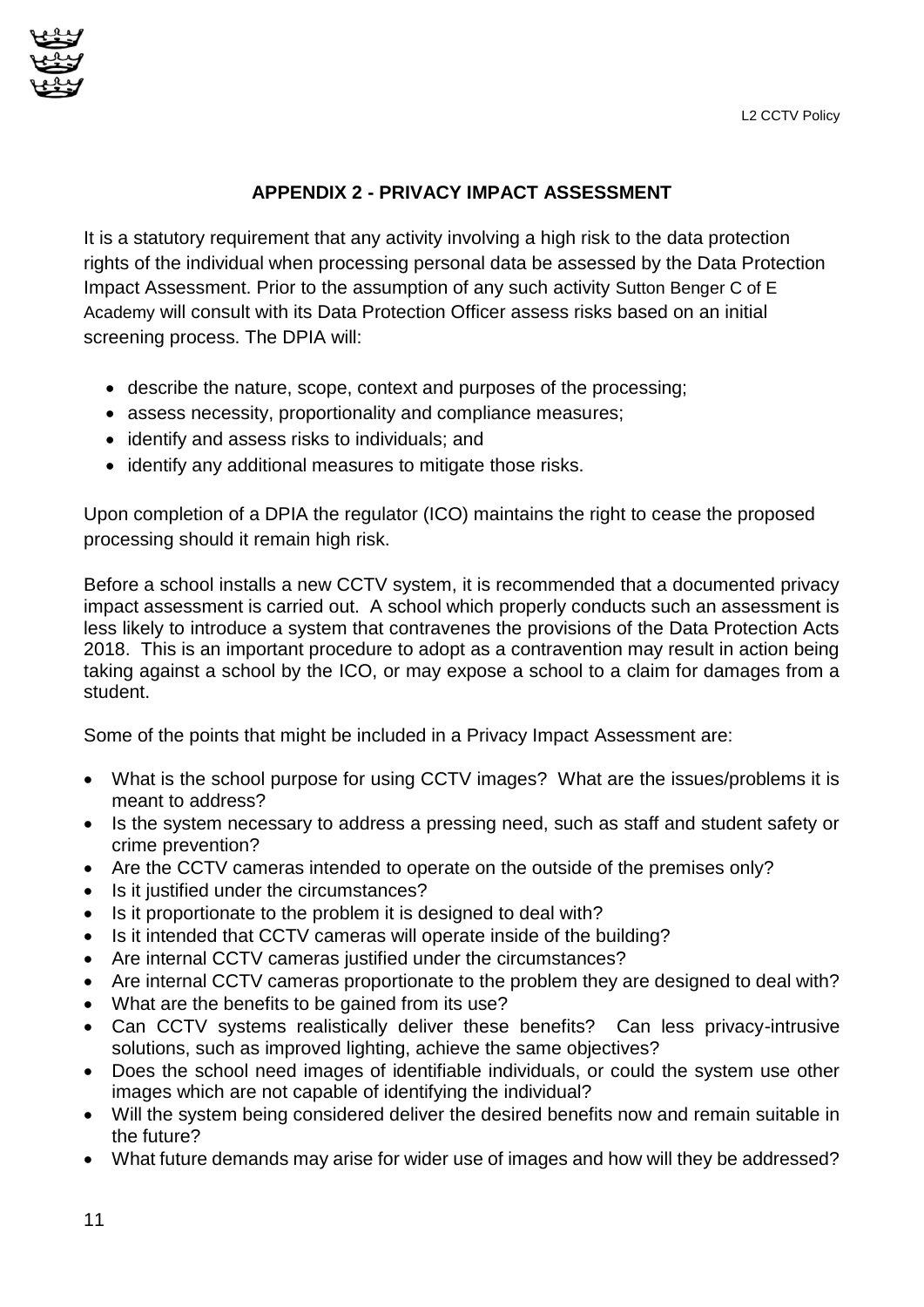## APPENDIX 2 - PRIVACY IMPACT ASSESSMENT

It is a statutory requirement that any activity involving a high risk to the data protection rights of the individual when processing personal data be assessed by the Data Protection Impact Assessment. Prior to the assumption of any such activity Sutton Benger C of E Academy will consult with its Data Protection Officer assess risks based on an initial screening process. The DPIA will:

- describe the nature, scope, context and purposes of the processing;
- assess necessity, proportionality and compliance measures;
- identify and assess risks to individuals; and
- identify any additional measures to mitigate those risks.

Upon completion of a DPIA the regulator (ICO) maintains the right to cease the proposed processing should it remain high risk.

Before a school installs a new CCTV system, it is recommended that a documented privacy impact assessment is carried out. A school which properly conducts such an assessment is less likely to introduce a system that contravenes the provisions of the Data Protection Acts 2018. This is an important procedure to adopt as a contravention may result in action being taking against a school by the ICO, or may expose a school to a claim for damages from a student.

Some of the points that might be included in a Privacy Impact Assessment are:

- What is the school purpose for using CCTV images? What are the issues/problems it is meant to address?
- Is the system necessary to address a pressing need, such as staff and student safety or crime prevention?
- Are the CCTV cameras intended to operate on the outside of the premises only?
- Is it justified under the circumstances?
- Is it proportionate to the problem it is designed to deal with?
- Is it intended that CCTV cameras will operate inside of the building?
- Are internal CCTV cameras justified under the circumstances?
- Are internal CCTV cameras proportionate to the problem they are designed to deal with?
- What are the benefits to be gained from its use?
- Can CCTV systems realistically deliver these benefits? Can less privacy-intrusive solutions, such as improved lighting, achieve the same objectives?
- Does the school need images of identifiable individuals, or could the system use other images which are not capable of identifying the individual?
- Will the system being considered deliver the desired benefits now and remain suitable in the future?
- What future demands may arise for wider use of images and how will they be addressed?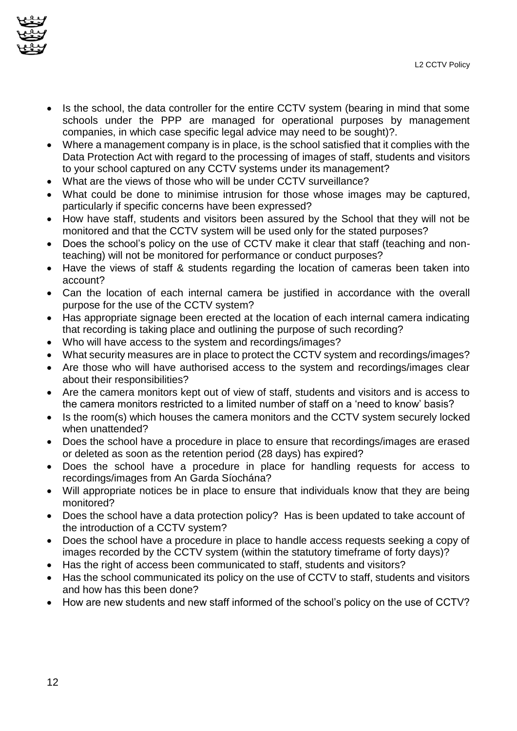- Is the school, the data controller for the entire CCTV system (bearing in mind that some schools under the PPP are managed for operational purposes by management companies, in which case specific legal advice may need to be sought)?.
- Where a management company is in place, is the school satisfied that it complies with the Data Protection Act with regard to the processing of images of staff, students and visitors to your school captured on any CCTV systems under its management?
- What are the views of those who will be under CCTV surveillance?
- What could be done to minimise intrusion for those whose images may be captured, particularly if specific concerns have been expressed?
- How have staff, students and visitors been assured by the School that they will not be monitored and that the CCTV system will be used only for the stated purposes?
- Does the school's policy on the use of CCTV make it clear that staff (teaching and non-teaching) will not be monitored for performance or conduct purposes?
- Have the views of staff & students regarding the location of cameras been taken into account?
- Can the location of each internal camera be justified in accordance with the overall purpose for the use of the CCTV system?
- Has appropriate signage been erected at the location of each internal camera indicating that recording is taking place and outlining the purpose of such recording?
- Who will have access to the system and recordings/images?
- What security measures are in place to protect the CCTV system and recordings/images?
- Are those who will have authorised access to the system and recordings/images clear about their responsibilities?
- Are the camera monitors kept out of view of staff, students and visitors and is access to the camera monitors restricted to a limited number of staff on a 'need to know' basis?
- Is the room(s) which houses the camera monitors and the CCTV system securely locked when unattended?
- Does the school have a procedure in place to ensure that recordings/images are erased or deleted as soon as the retention period (28 days) has expired?
- Does the school have a procedure in place for handling requests for access to recordings/images from An Garda Síochána?
- Will appropriate notices be in place to ensure that individuals know that they are being monitored?
- Does the school have a data protection policy? Has is been updated to take account of the introduction of a CCTV system?
- Does the school have a procedure in place to handle access requests seeking a copy of images recorded by the CCTV system (within the statutory timeframe of forty days)?
- Has the right of access been communicated to staff, students and visitors?
- Has the school communicated its policy on the use of CCTV to staff, students and visitors and how has this been done?
- How are new students and new staff informed of the school's policy on the use of CCTV?